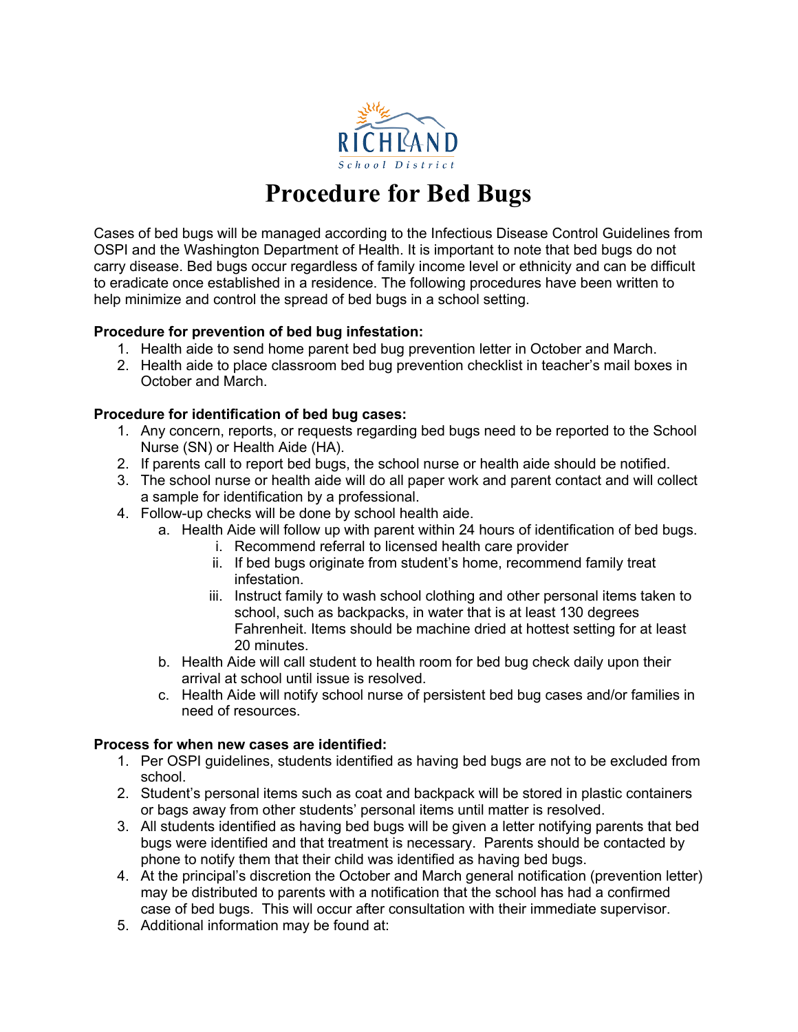RICHLAND
School District

# Procedure for Bed Bugs

Cases of bed bugs will be managed according to the Infectious Disease Control Guidelines from OSPI and the Washington Department of Health. It is important to note that bed bugs do not carry disease. Bed bugs occur regardless of family income level or ethnicity and can be difficult to eradicate once established in a residence. The following procedures have been written to help minimize and control the spread of bed bugs in a school setting.

**Procedure for prevention of bed bug infestation:**

1. Health aide to send home parent bed bug prevention letter in October and March.
2. Health aide to place classroom bed bug prevention checklist in teacher's mail boxes in October and March.

**Procedure for identification of bed bug cases:**

1. Any concern, reports, or requests regarding bed bugs need to be reported to the School Nurse (SN) or Health Aide (HA).
2. If parents call to report bed bugs, the school nurse or health aide should be notified.
3. The school nurse or health aide will do all paper work and parent contact and will collect a sample for identification by a professional.
4. Follow-up checks will be done by school health aide.
   a. Health Aide will follow up with parent within 24 hours of identification of bed bugs.
      i. Recommend referral to licensed health care provider
      ii. If bed bugs originate from student's home, recommend family treat infestation.
      iii. Instruct family to wash school clothing and other personal items taken to school, such as backpacks, in water that is at least 130 degrees Fahrenheit. Items should be machine dried at hottest setting for at least 20 minutes.
   b. Health Aide will call student to health room for bed bug check daily upon their arrival at school until issue is resolved.
   c. Health Aide will notify school nurse of persistent bed bug cases and/or families in need of resources.

**Process for when new cases are identified:**

1. Per OSPI guidelines, students identified as having bed bugs are not to be excluded from school.
2. Student's personal items such as coat and backpack will be stored in plastic containers or bags away from other students' personal items until matter is resolved.
3. All students identified as having bed bugs will be given a letter notifying parents that bed bugs were identified and that treatment is necessary. Parents should be contacted by phone to notify them that their child was identified as having bed bugs.
4. At the principal's discretion the October and March general notification (prevention letter) may be distributed to parents with a notification that the school has had a confirmed case of bed bugs. This will occur after consultation with their immediate supervisor.
5. Additional information may be found at: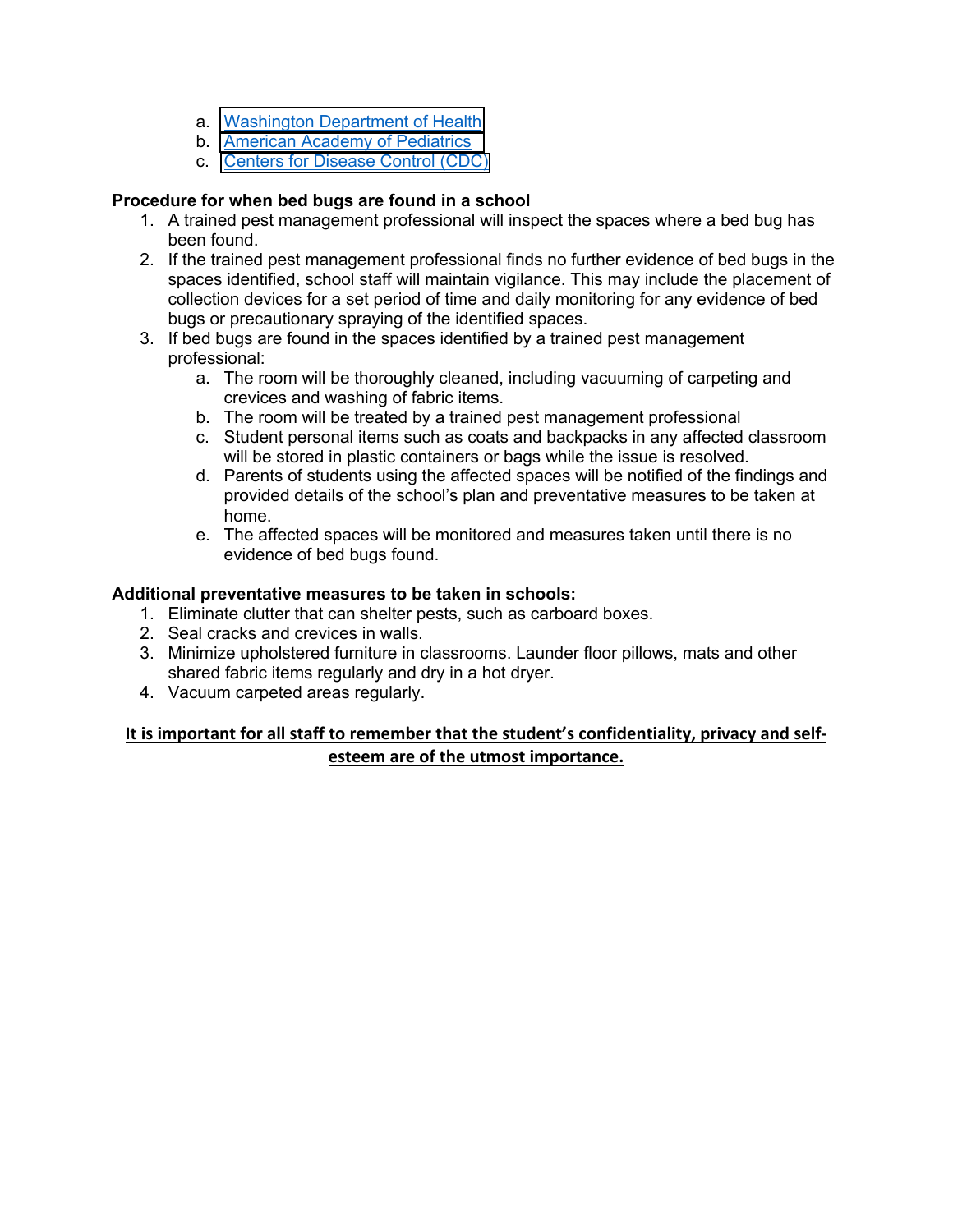a. Washington Department of Health
b. American Academy of Pediatrics
c. Centers for Disease Control (CDC)

**Procedure for when bed bugs are found in a school**

1. A trained pest management professional will inspect the spaces where a bed bug has been found.
2. If the trained pest management professional finds no further evidence of bed bugs in the spaces identified, school staff will maintain vigilance. This may include the placement of collection devices for a set period of time and daily monitoring for any evidence of bed bugs or precautionary spraying of the identified spaces.
3. If bed bugs are found in the spaces identified by a trained pest management professional:
   a. The room will be thoroughly cleaned, including vacuuming of carpeting and crevices and washing of fabric items.
   b. The room will be treated by a trained pest management professional
   c. Student personal items such as coats and backpacks in any affected classroom will be stored in plastic containers or bags while the issue is resolved.
   d. Parents of students using the affected spaces will be notified of the findings and provided details of the school's plan and preventative measures to be taken at home.
   e. The affected spaces will be monitored and measures taken until there is no evidence of bed bugs found.

**Additional preventative measures to be taken in schools:**

1. Eliminate clutter that can shelter pests, such as carboard boxes.
2. Seal cracks and crevices in walls.
3. Minimize upholstered furniture in classrooms. Launder floor pillows, mats and other shared fabric items regularly and dry in a hot dryer.
4. Vacuum carpeted areas regularly.

**<u>It is important for all staff to remember that the student's confidentiality, privacy and self-esteem are of the utmost importance.</u>**